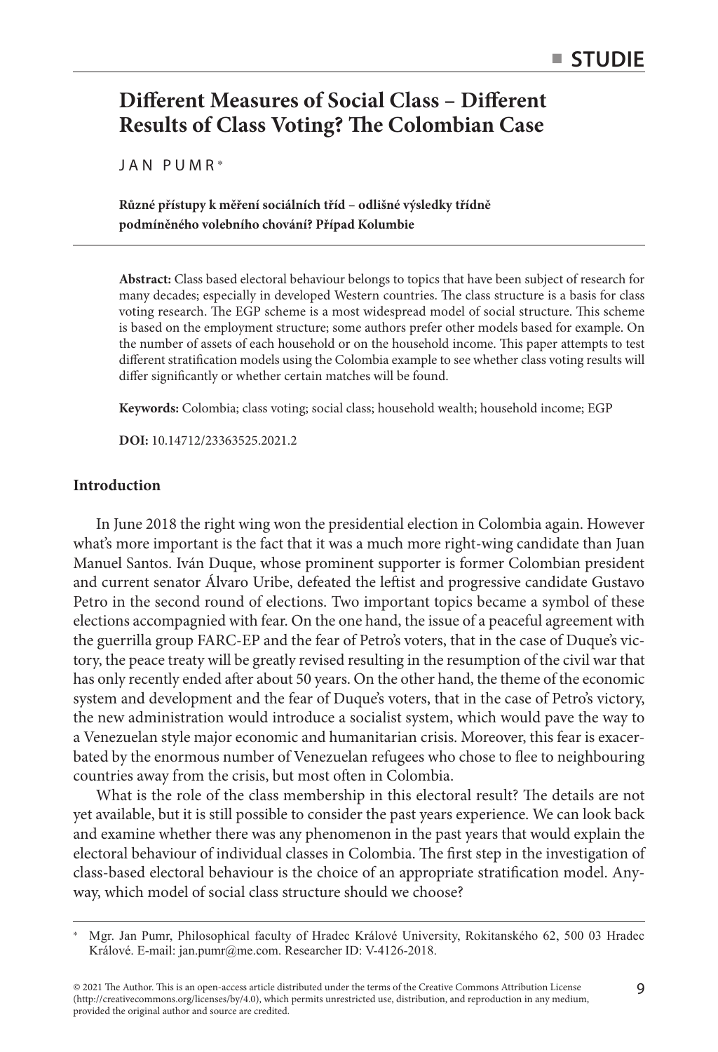# Different Measures of Social Class – Different Results of Class Voting? The Colombian Case

JAN PUMR*

**Různé přístupy k měření sociálních tříd – odlišné výsledky třídně podmíněného volebního chování? Případ Kolumbie**

**Abstract:** Class based electoral behaviour belongs to topics that have been subject of research for many decades; especially in developed Western countries. The class structure is a basis for class voting research. The EGP scheme is a most widespread model of social structure. This scheme is based on the employment structure; some authors prefer other models based for example. On the number of assets of each household or on the household income. This paper attempts to test different stratification models using the Colombia example to see whether class voting results will differ significantly or whether certain matches will be found.

**Keywords:** Colombia; class voting; social class; household wealth; household income; EGP

**DOI:** 10.14712/23363525.2021.2

## Introduction

In June 2018 the right wing won the presidential election in Colombia again. However what's more important is the fact that it was a much more right-wing candidate than Juan Manuel Santos. Iván Duque, whose prominent supporter is former Colombian president and current senator Álvaro Uribe, defeated the leftist and progressive candidate Gustavo Petro in the second round of elections. Two important topics became a symbol of these elections accompagnied with fear. On the one hand, the issue of a peaceful agreement with the guerrilla group FARC-EP and the fear of Petro's voters, that in the case of Duque's victory, the peace treaty will be greatly revised resulting in the resumption of the civil war that has only recently ended after about 50 years. On the other hand, the theme of the economic system and development and the fear of Duque's voters, that in the case of Petro's victory, the new administration would introduce a socialist system, which would pave the way to a Venezuelan style major economic and humanitarian crisis. Moreover, this fear is exacerbated by the enormous number of Venezuelan refugees who chose to flee to neighbouring countries away from the crisis, but most often in Colombia.

What is the role of the class membership in this electoral result? The details are not yet available, but it is still possible to consider the past years experience. We can look back and examine whether there was any phenomenon in the past years that would explain the electoral behaviour of individual classes in Colombia. The first step in the investigation of class-based electoral behaviour is the choice of an appropriate stratification model. Anyway, which model of social class structure should we choose?

---

\* Mgr. Jan Pumr, Philosophical faculty of Hradec Králové University, Rokitanského 62, 500 03 Hradec Králové. E-mail: jan.pumr@me.com. Researcher ID: V-4126-2018.

© 2021 The Author. This is an open-access article distributed under the terms of the Creative Commons Attribution License (http://creativecommons.org/licenses/by/4.0), which permits unrestricted use, distribution, and reproduction in any medium, provided the original author and source are credited.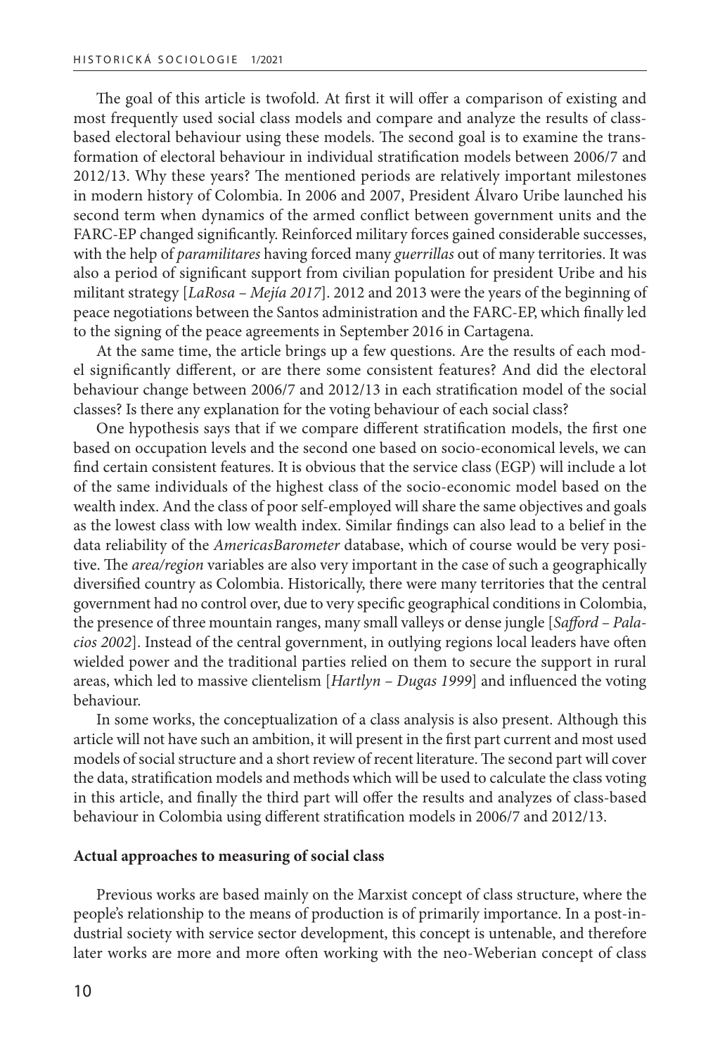The goal of this article is twofold. At first it will offer a comparison of existing and most frequently used social class models and compare and analyze the results of class-based electoral behaviour using these models. The second goal is to examine the transformation of electoral behaviour in individual stratification models between 2006/7 and 2012/13. Why these years? The mentioned periods are relatively important milestones in modern history of Colombia. In 2006 and 2007, President Álvaro Uribe launched his second term when dynamics of the armed conflict between government units and the FARC-EP changed significantly. Reinforced military forces gained considerable successes, with the help of *paramilitares* having forced many *guerrillas* out of many territories. It was also a period of significant support from civilian population for president Uribe and his militant strategy [*LaRosa – Mejía 2017*]. 2012 and 2013 were the years of the beginning of peace negotiations between the Santos administration and the FARC-EP, which finally led to the signing of the peace agreements in September 2016 in Cartagena.

At the same time, the article brings up a few questions. Are the results of each model significantly different, or are there some consistent features? And did the electoral behaviour change between 2006/7 and 2012/13 in each stratification model of the social classes? Is there any explanation for the voting behaviour of each social class?

One hypothesis says that if we compare different stratification models, the first one based on occupation levels and the second one based on socio-economical levels, we can find certain consistent features. It is obvious that the service class (EGP) will include a lot of the same individuals of the highest class of the socio-economic model based on the wealth index. And the class of poor self-employed will share the same objectives and goals as the lowest class with low wealth index. Similar findings can also lead to a belief in the data reliability of the *AmericasBarometer* database, which of course would be very positive. The *area/region* variables are also very important in the case of such a geographically diversified country as Colombia. Historically, there were many territories that the central government had no control over, due to very specific geographical conditions in Colombia, the presence of three mountain ranges, many small valleys or dense jungle [*Safford – Palacios 2002*]. Instead of the central government, in outlying regions local leaders have often wielded power and the traditional parties relied on them to secure the support in rural areas, which led to massive clientelism [*Hartlyn – Dugas 1999*] and influenced the voting behaviour.

In some works, the conceptualization of a class analysis is also present. Although this article will not have such an ambition, it will present in the first part current and most used models of social structure and a short review of recent literature. The second part will cover the data, stratification models and methods which will be used to calculate the class voting in this article, and finally the third part will offer the results and analyzes of class-based behaviour in Colombia using different stratification models in 2006/7 and 2012/13.

## Actual approaches to measuring of social class

Previous works are based mainly on the Marxist concept of class structure, where the people's relationship to the means of production is of primarily importance. In a post-industrial society with service sector development, this concept is untenable, and therefore later works are more and more often working with the neo-Weberian concept of class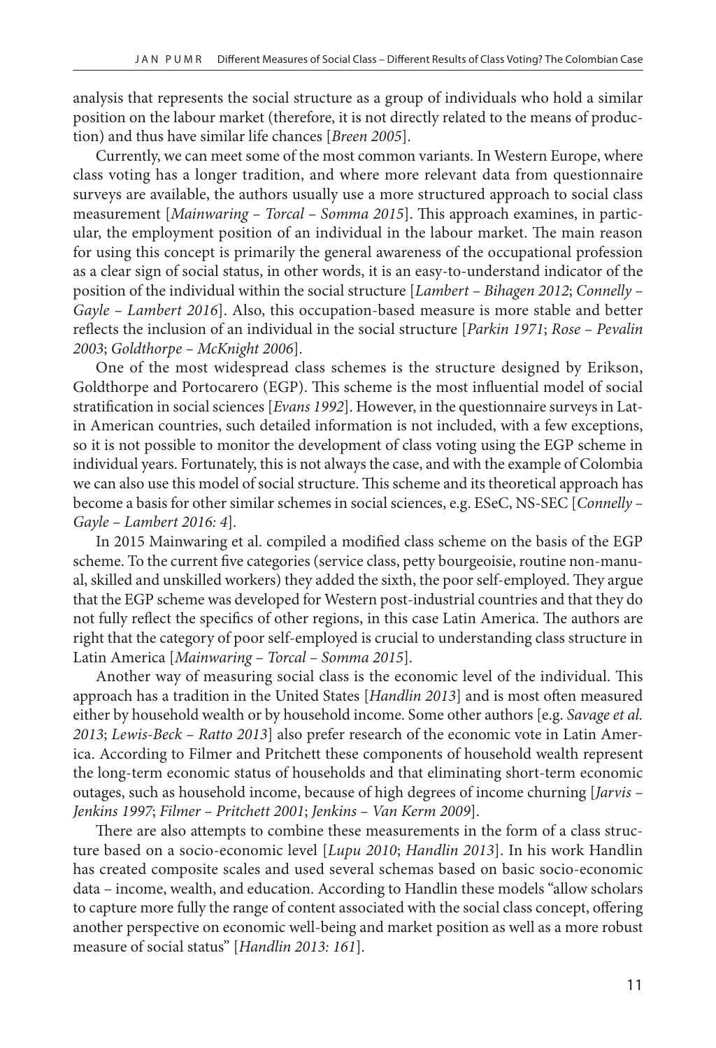analysis that represents the social structure as a group of individuals who hold a similar position on the labour market (therefore, it is not directly related to the means of production) and thus have similar life chances [*Breen 2005*].

Currently, we can meet some of the most common variants. In Western Europe, where class voting has a longer tradition, and where more relevant data from questionnaire surveys are available, the authors usually use a more structured approach to social class measurement [*Mainwaring – Torcal – Somma 2015*]. This approach examines, in particular, the employment position of an individual in the labour market. The main reason for using this concept is primarily the general awareness of the occupational profession as a clear sign of social status, in other words, it is an easy-to-understand indicator of the position of the individual within the social structure [*Lambert – Bihagen 2012*; *Connelly – Gayle – Lambert 2016*]. Also, this occupation-based measure is more stable and better reflects the inclusion of an individual in the social structure [*Parkin 1971*; *Rose – Pevalin 2003*; *Goldthorpe – McKnight 2006*].

One of the most widespread class schemes is the structure designed by Erikson, Goldthorpe and Portocarero (EGP). This scheme is the most influential model of social stratification in social sciences [*Evans 1992*]. However, in the questionnaire surveys in Latin American countries, such detailed information is not included, with a few exceptions, so it is not possible to monitor the development of class voting using the EGP scheme in individual years. Fortunately, this is not always the case, and with the example of Colombia we can also use this model of social structure. This scheme and its theoretical approach has become a basis for other similar schemes in social sciences, e.g. ESeC, NS-SEC [*Connelly – Gayle – Lambert 2016: 4*].

In 2015 Mainwaring et al. compiled a modified class scheme on the basis of the EGP scheme. To the current five categories (service class, petty bourgeoisie, routine non-manual, skilled and unskilled workers) they added the sixth, the poor self-employed. They argue that the EGP scheme was developed for Western post-industrial countries and that they do not fully reflect the specifics of other regions, in this case Latin America. The authors are right that the category of poor self-employed is crucial to understanding class structure in Latin America [*Mainwaring – Torcal – Somma 2015*].

Another way of measuring social class is the economic level of the individual. This approach has a tradition in the United States [*Handlin 2013*] and is most often measured either by household wealth or by household income. Some other authors [e.g. *Savage et al. 2013*; *Lewis-Beck – Ratto 2013*] also prefer research of the economic vote in Latin America. According to Filmer and Pritchett these components of household wealth represent the long-term economic status of households and that eliminating short-term economic outages, such as household income, because of high degrees of income churning [*Jarvis – Jenkins 1997*; *Filmer – Pritchett 2001*; *Jenkins – Van Kerm 2009*].

There are also attempts to combine these measurements in the form of a class structure based on a socio-economic level [*Lupu 2010*; *Handlin 2013*]. In his work Handlin has created composite scales and used several schemas based on basic socio-economic data – income, wealth, and education. According to Handlin these models "allow scholars to capture more fully the range of content associated with the social class concept, offering another perspective on economic well-being and market position as well as a more robust measure of social status" [*Handlin 2013: 161*].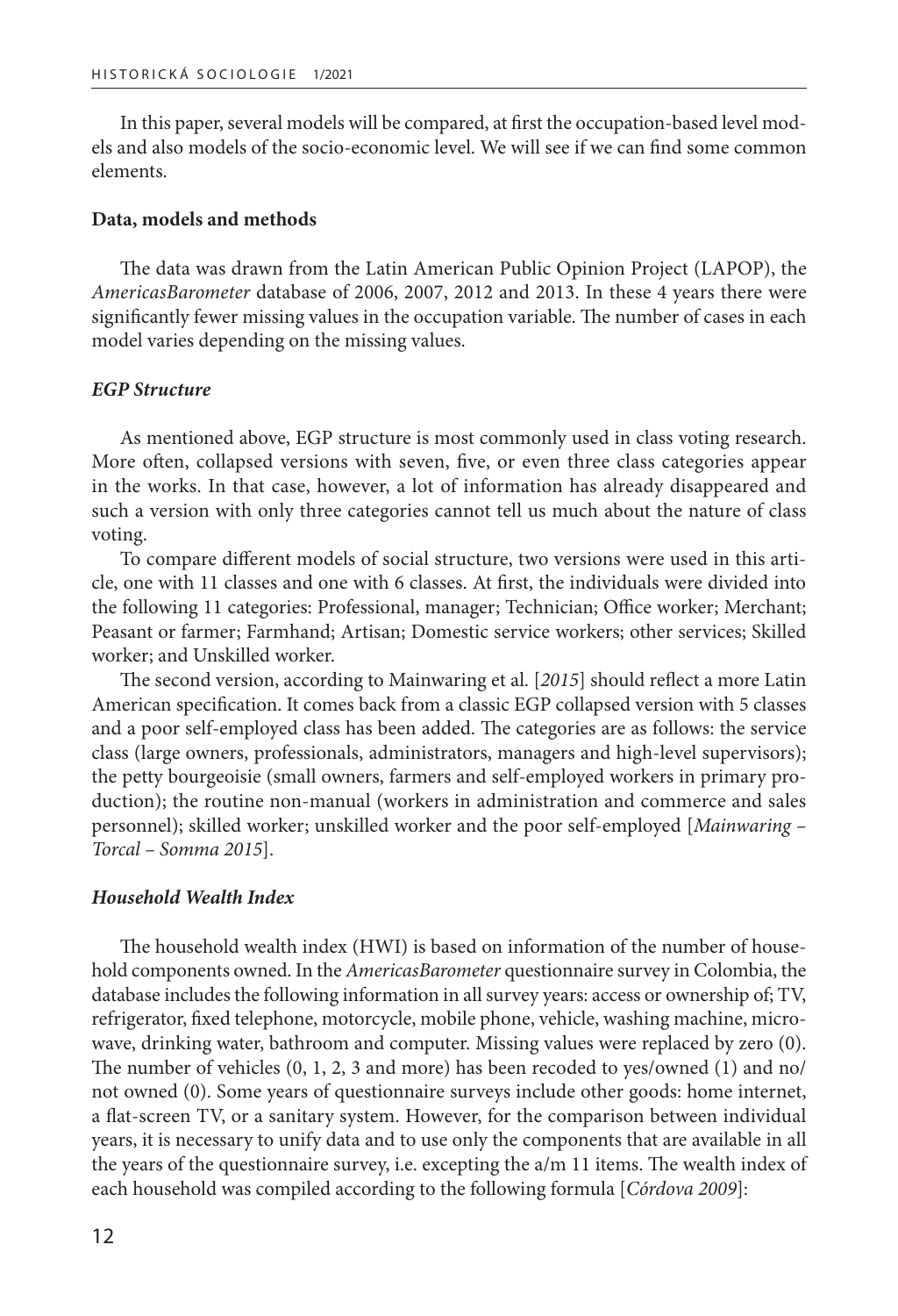In this paper, several models will be compared, at first the occupation-based level models and also models of the socio-economic level. We will see if we can find some common elements.

**Data, models and methods**

The data was drawn from the Latin American Public Opinion Project (LAPOP), the *AmericasBarometer* database of 2006, 2007, 2012 and 2013. In these 4 years there were significantly fewer missing values in the occupation variable. The number of cases in each model varies depending on the missing values.

***EGP Structure***

As mentioned above, EGP structure is most commonly used in class voting research. More often, collapsed versions with seven, five, or even three class categories appear in the works. In that case, however, a lot of information has already disappeared and such a version with only three categories cannot tell us much about the nature of class voting.

To compare different models of social structure, two versions were used in this article, one with 11 classes and one with 6 classes. At first, the individuals were divided into the following 11 categories: Professional, manager; Technician; Office worker; Merchant; Peasant or farmer; Farmhand; Artisan; Domestic service workers; other services; Skilled worker; and Unskilled worker.

The second version, according to Mainwaring et al. [*2015*] should reflect a more Latin American specification. It comes back from a classic EGP collapsed version with 5 classes and a poor self-employed class has been added. The categories are as follows: the service class (large owners, professionals, administrators, managers and high-level supervisors); the petty bourgeoisie (small owners, farmers and self-employed workers in primary production); the routine non-manual (workers in administration and commerce and sales personnel); skilled worker; unskilled worker and the poor self-employed [*Mainwaring – Torcal – Somma 2015*].

***Household Wealth Index***

The household wealth index (HWI) is based on information of the number of household components owned. In the *AmericasBarometer* questionnaire survey in Colombia, the database includes the following information in all survey years: access or ownership of; TV, refrigerator, fixed telephone, motorcycle, mobile phone, vehicle, washing machine, microwave, drinking water, bathroom and computer. Missing values were replaced by zero (0). The number of vehicles (0, 1, 2, 3 and more) has been recoded to yes/owned (1) and no/not owned (0). Some years of questionnaire surveys include other goods: home internet, a flat-screen TV, or a sanitary system. However, for the comparison between individual years, it is necessary to unify data and to use only the components that are available in all the years of the questionnaire survey, i.e. excepting the a/m 11 items. The wealth index of each household was compiled according to the following formula [*Córdova 2009*]: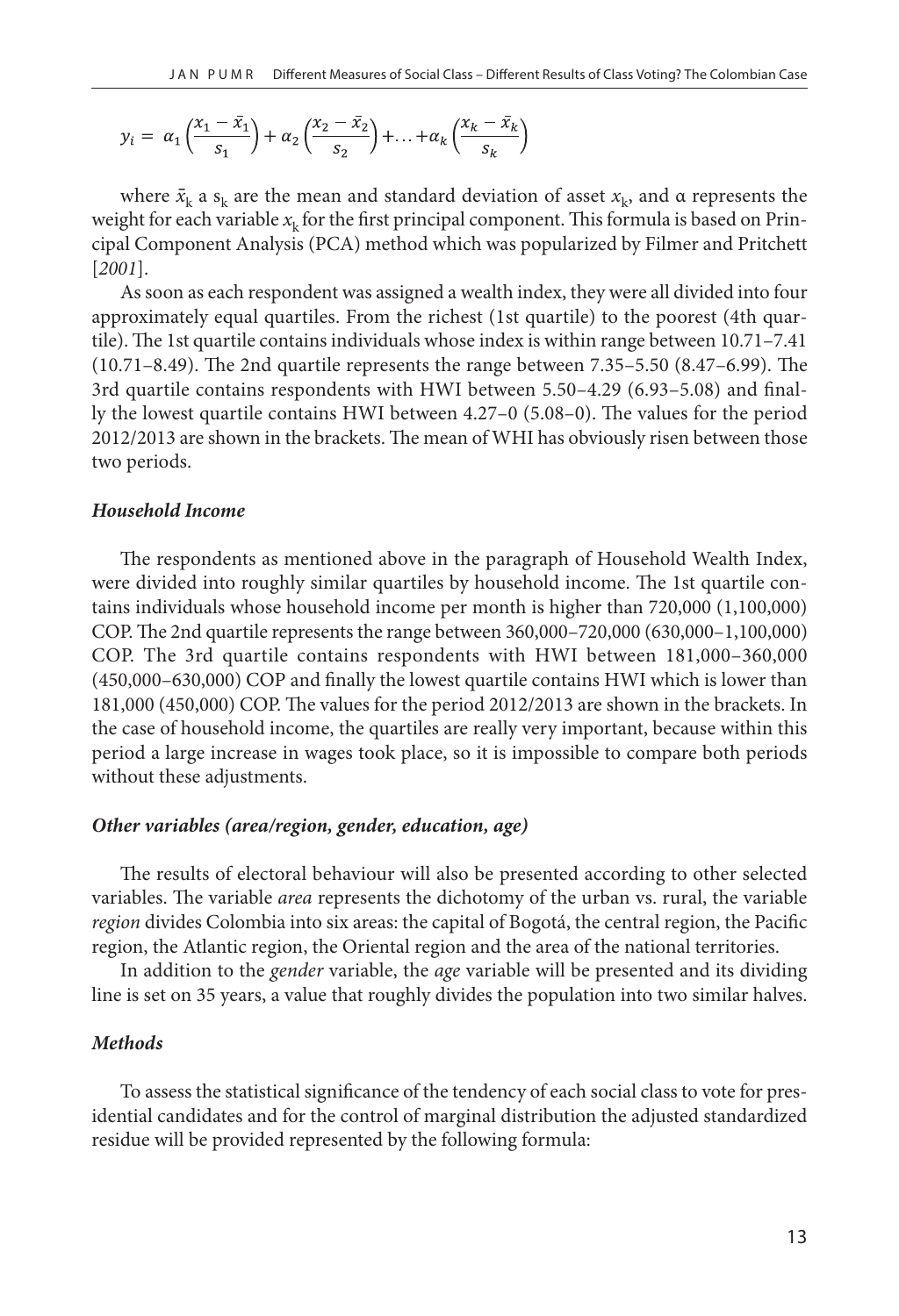$$y_i = \alpha_1 \left( \frac{x_1 - \bar{x}_1}{s_1} \right) + \alpha_2 \left( \frac{x_2 - \bar{x}_2}{s_2} \right) + \ldots + \alpha_k \left( \frac{x_k - \bar{x}_k}{s_k} \right)$$

where $\bar{x}_k$ a $s_k$ are the mean and standard deviation of asset $x_k$, and α represents the weight for each variable $x_k$ for the first principal component. This formula is based on Principal Component Analysis (PCA) method which was popularized by Filmer and Pritchett [*2001*].

As soon as each respondent was assigned a wealth index, they were all divided into four approximately equal quartiles. From the richest (1st quartile) to the poorest (4th quartile). The 1st quartile contains individuals whose index is within range between 10.71–7.41 (10.71–8.49). The 2nd quartile represents the range between 7.35–5.50 (8.47–6.99). The 3rd quartile contains respondents with HWI between 5.50–4.29 (6.93–5.08) and finally the lowest quartile contains HWI between 4.27–0 (5.08–0). The values for the period 2012/2013 are shown in the brackets. The mean of WHI has obviously risen between those two periods.

### *Household Income*

The respondents as mentioned above in the paragraph of Household Wealth Index, were divided into roughly similar quartiles by household income. The 1st quartile contains individuals whose household income per month is higher than 720,000 (1,100,000) COP. The 2nd quartile represents the range between 360,000–720,000 (630,000–1,100,000) COP. The 3rd quartile contains respondents with HWI between 181,000–360,000 (450,000–630,000) COP and finally the lowest quartile contains HWI which is lower than 181,000 (450,000) COP. The values for the period 2012/2013 are shown in the brackets. In the case of household income, the quartiles are really very important, because within this period a large increase in wages took place, so it is impossible to compare both periods without these adjustments.

### *Other variables (area/region, gender, education, age)*

The results of electoral behaviour will also be presented according to other selected variables. The variable *area* represents the dichotomy of the urban vs. rural, the variable *region* divides Colombia into six areas: the capital of Bogotá, the central region, the Pacific region, the Atlantic region, the Oriental region and the area of the national territories.

In addition to the *gender* variable, the *age* variable will be presented and its dividing line is set on 35 years, a value that roughly divides the population into two similar halves.

### *Methods*

To assess the statistical significance of the tendency of each social class to vote for presidential candidates and for the control of marginal distribution the adjusted standardized residue will be provided represented by the following formula: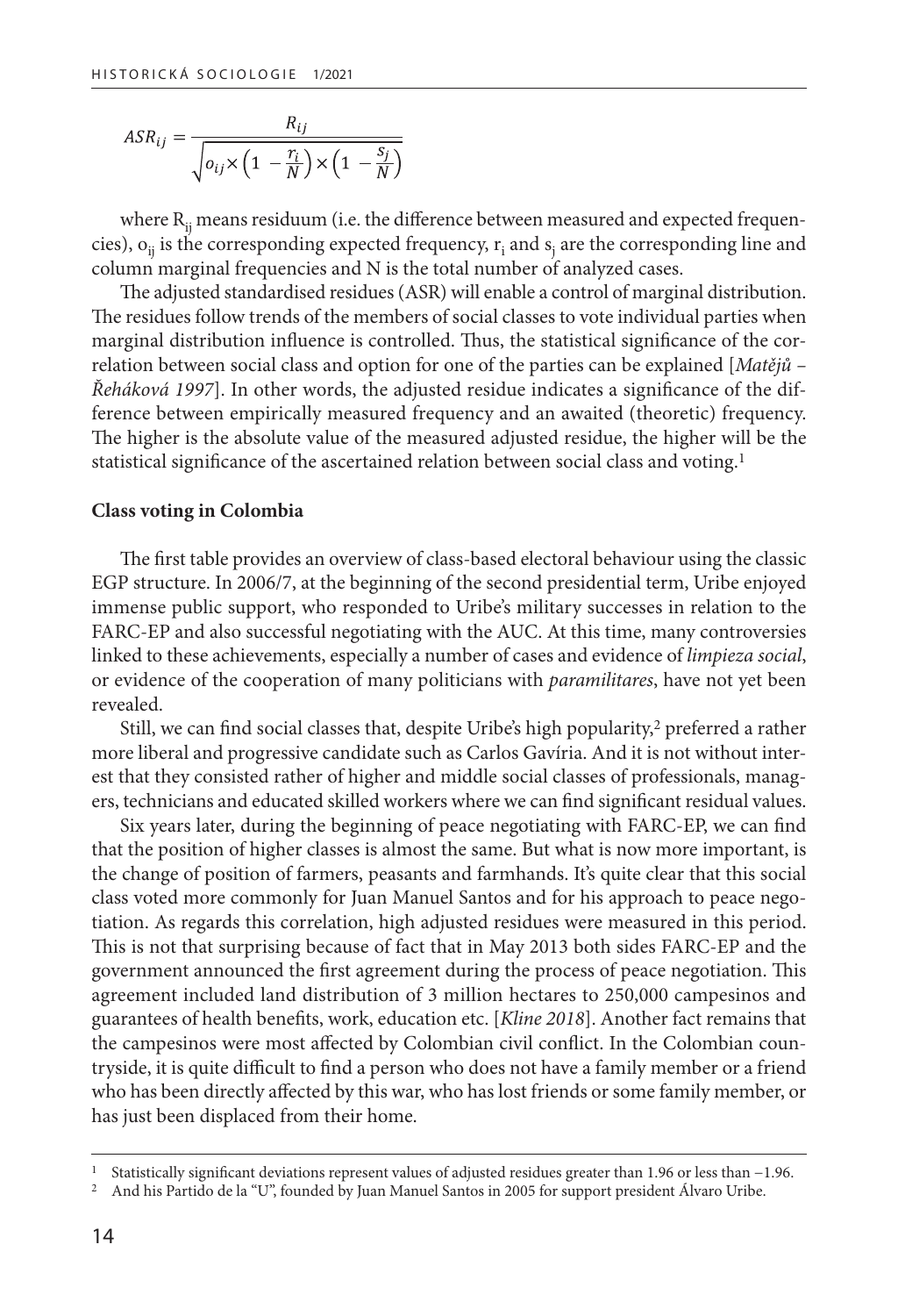$$ASR_{ij} = \frac{R_{ij}}{\sqrt{o_{ij} \times \left(1 - \frac{r_i}{N}\right) \times \left(1 - \frac{s_j}{N}\right)}}$$

where $R_{ij}$ means residuum (i.e. the difference between measured and expected frequencies), $o_{ij}$ is the corresponding expected frequency, $r_i$ and $s_j$ are the corresponding line and column marginal frequencies and N is the total number of analyzed cases.

The adjusted standardised residues (ASR) will enable a control of marginal distribution. The residues follow trends of the members of social classes to vote individual parties when marginal distribution influence is controlled. Thus, the statistical significance of the correlation between social class and option for one of the parties can be explained [*Matějů – Řeháková 1997*]. In other words, the adjusted residue indicates a significance of the difference between empirically measured frequency and an awaited (theoretic) frequency. The higher is the absolute value of the measured adjusted residue, the higher will be the statistical significance of the ascertained relation between social class and voting.[1]

**Class voting in Colombia**

The first table provides an overview of class-based electoral behaviour using the classic EGP structure. In 2006/7, at the beginning of the second presidential term, Uribe enjoyed immense public support, who responded to Uribe's military successes in relation to the FARC-EP and also successful negotiating with the AUC. At this time, many controversies linked to these achievements, especially a number of cases and evidence of *limpieza social*, or evidence of the cooperation of many politicians with *paramilitares*, have not yet been revealed.

Still, we can find social classes that, despite Uribe's high popularity,[2] preferred a rather more liberal and progressive candidate such as Carlos Gavíria. And it is not without interest that they consisted rather of higher and middle social classes of professionals, managers, technicians and educated skilled workers where we can find significant residual values.

Six years later, during the beginning of peace negotiating with FARC-EP, we can find that the position of higher classes is almost the same. But what is now more important, is the change of position of farmers, peasants and farmhands. It's quite clear that this social class voted more commonly for Juan Manuel Santos and for his approach to peace negotiation. As regards this correlation, high adjusted residues were measured in this period. This is not that surprising because of fact that in May 2013 both sides FARC-EP and the government announced the first agreement during the process of peace negotiation. This agreement included land distribution of 3 million hectares to 250,000 campesinos and guarantees of health benefits, work, education etc. [*Kline 2018*]. Another fact remains that the campesinos were most affected by Colombian civil conflict. In the Colombian countryside, it is quite difficult to find a person who does not have a family member or a friend who has been directly affected by this war, who has lost friends or some family member, or has just been displaced from their home.

[1] Statistically significant deviations represent values of adjusted residues greater than 1.96 or less than −1.96.

[2] And his Partido de la "U", founded by Juan Manuel Santos in 2005 for support president Álvaro Uribe.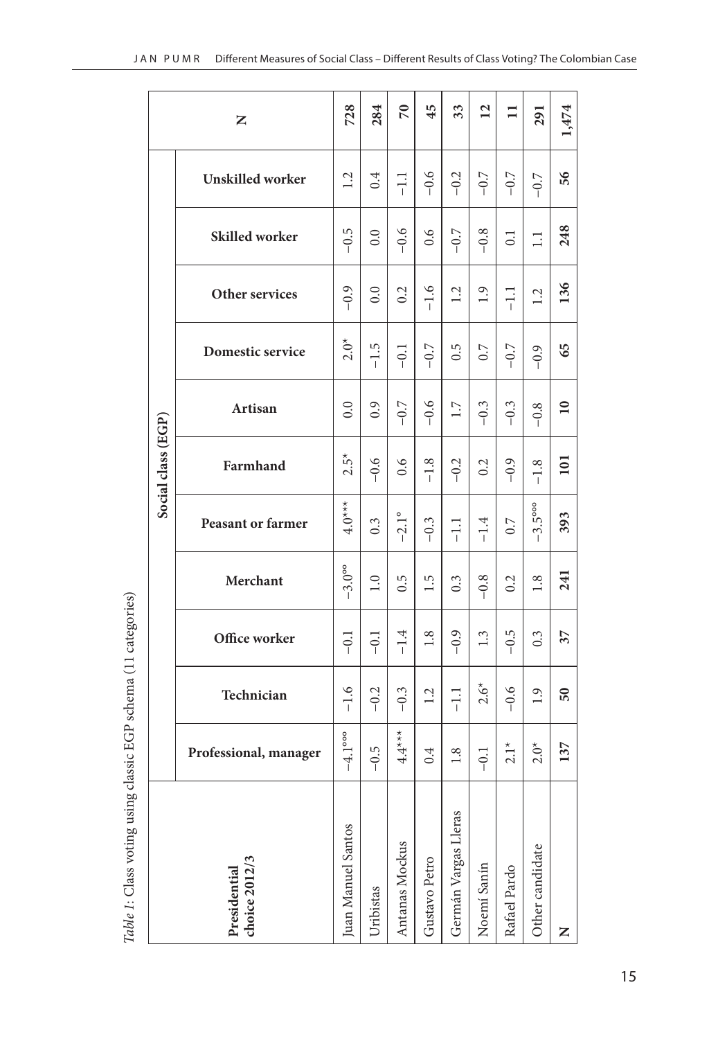*Table 1*: Class voting using classic EGP schema (11 categories)

| Presidential choice 2012/3 | Social class (EGP) | | | | | | | | | | | N |
|---|---|---|---|---|---|---|---|---|---|---|---|---|
| | Professional, manager | Technician | Office worker | Merchant | Peasant or farmer | Farmhand | Artisan | Domestic service | Other services | Skilled worker | Unskilled worker | |
| Juan Manuel Santos | −4.1°° | −1.6 | −0.1 | −3.0°° | 4.0*** | 2.5* | 0.0 | 2.0* | −0.9 | −0.5 | 1.2 | **728** |
| Uribistas | −0.5 | −0.2 | −0.1 | 1.0 | 0.3 | −0.6 | 0.9 | −1.5 | 0.0 | 0.0 | 0.4 | **284** |
| Antanas Mockus | 4.4*** | −0.3 | −1.4 | 0.5 | −2.1° | 0.6 | −0.7 | −0.1 | 0.2 | −0.6 | −1.1 | **70** |
| Gustavo Petro | 0.4 | 1.2 | 1.8 | 1.5 | −0.3 | −1.8 | −0.6 | −0.7 | −1.6 | 0.6 | −0.6 | **45** |
| Germán Vargas Lleras | 1.8 | −1.1 | −0.9 | 0.3 | −1.1 | −0.2 | 1.7 | 0.5 | 1.2 | −0.7 | −0.2 | **33** |
| Noemí Sanín | −0.1 | 2.6* | 1.3 | −0.8 | −1.4 | 0.2 | −0.3 | 0.7 | 1.9 | −0.8 | −0.7 | **12** |
| Rafael Pardo | 2.1* | −0.6 | −0.5 | 0.2 | 0.7 | −0.9 | −0.3 | −0.7 | −1.1 | 0.1 | −0.7 | **11** |
| Other candidate | 2.0* | 1.9 | 0.3 | 1.8 | −3.5°°° | −1.8 | −0.8 | −0.9 | 1.2 | 1.1 | −0.7 | **291** |
| N | **137** | **50** | **37** | **241** | **393** | **101** | **10** | **65** | **136** | **248** | **56** | **1,474** |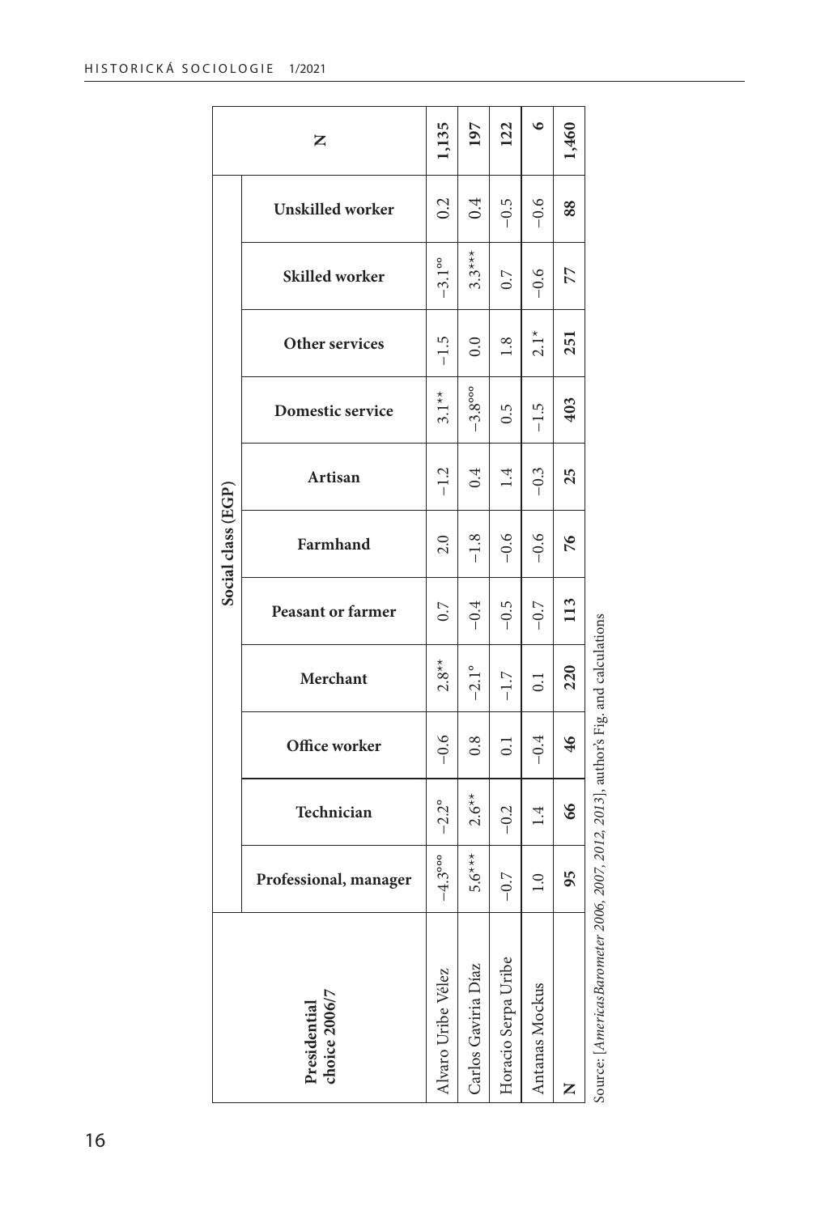| Presidential choice 2006/7 | Social class (EGP) | | | | | | | | | | N |
|---|---|---|---|---|---|---|---|---|---|---|---|
| | Professional, manager | Technician | Office worker | Merchant | Peasant or farmer | Farmhand | Artisan | Domestic service | Other services | Skilled worker | Unskilled worker | |
| Alvaro Uribe Vélez | −4.3°°° | −2.2° | −0.6 | 2.8** | 0.7 | 2.0 | −1.2 | 3.1** | −1.5 | −3.1°° | 0.2 | **1,135** |
| Carlos Gaviria Díaz | 5.6*** | 2.6** | 0.8 | −2.1° | −0.4 | −1.8 | 0.4 | −3.8°°° | 0.0 | 3.3*** | 0.4 | **197** |
| Horacio Serpa Uribe | −0.7 | −0.2 | 0.1 | −1.7 | −0.5 | −0.6 | 1.4 | 0.5 | 1.8 | 0.7 | −0.5 | **122** |
| Antanas Mockus | 1.0 | 1.4 | −0.4 | 0.1 | −0.7 | −0.6 | −0.3 | −1.5 | 2.1* | −0.6 | −0.6 | **6** |
| N | **95** | **66** | **46** | **220** | **113** | **76** | **25** | **403** | **251** | **77** | **88** | **1,460** |

Source: [*AmericasBarometer 2006, 2007, 2012, 2013*], author's Fig. and calculations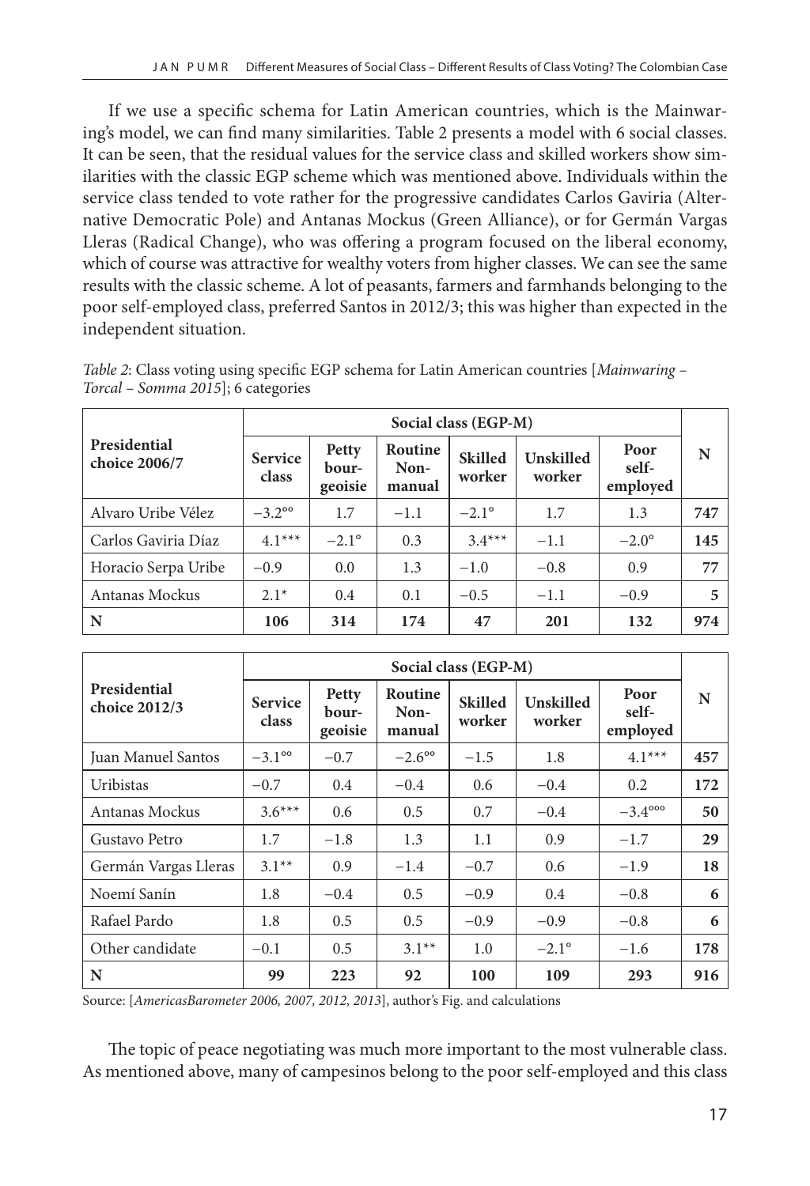If we use a specific schema for Latin American countries, which is the Mainwaring's model, we can find many similarities. Table 2 presents a model with 6 social classes. It can be seen, that the residual values for the service class and skilled workers show similarities with the classic EGP scheme which was mentioned above. Individuals within the service class tended to vote rather for the progressive candidates Carlos Gaviria (Alternative Democratic Pole) and Antanas Mockus (Green Alliance), or for Germán Vargas Lleras (Radical Change), who was offering a program focused on the liberal economy, which of course was attractive for wealthy voters from higher classes. We can see the same results with the classic scheme. A lot of peasants, farmers and farmhands belonging to the poor self-employed class, preferred Santos in 2012/3; this was higher than expected in the independent situation.

*Table 2*: Class voting using specific EGP schema for Latin American countries [*Mainwaring – Torcal – Somma 2015*]; 6 categories

| Presidential choice 2006/7 | Social class (EGP-M) | | | | | | N |
|---|---|---|---|---|---|---|---|
| | Service class | Petty bourgeoisie | Routine Non-manual | Skilled worker | Unskilled worker | Poor self-employed | |
| Alvaro Uribe Vélez | −3.2°° | 1.7 | −1.1 | −2.1° | 1.7 | 1.3 | **747** |
| Carlos Gaviria Díaz | 4.1*** | −2.1° | 0.3 | 3.4*** | −1.1 | −2.0° | **145** |
| Horacio Serpa Uribe | −0.9 | 0.0 | 1.3 | −1.0 | −0.8 | 0.9 | **77** |
| Antanas Mockus | 2.1* | 0.4 | 0.1 | −0.5 | −1.1 | −0.9 | **5** |
| **N** | **106** | **314** | **174** | **47** | **201** | **132** | **974** |

| Presidential choice 2012/3 | Social class (EGP-M) | | | | | | N |
|---|---|---|---|---|---|---|---|
| | Service class | Petty bourgeoisie | Routine Non-manual | Skilled worker | Unskilled worker | Poor self-employed | |
| Juan Manuel Santos | −3.1°° | −0.7 | −2.6°° | −1.5 | 1.8 | 4.1*** | **457** |
| Uribistas | −0.7 | 0.4 | −0.4 | 0.6 | −0.4 | 0.2 | **172** |
| Antanas Mockus | 3.6*** | 0.6 | 0.5 | 0.7 | −0.4 | −3.4°°° | **50** |
| Gustavo Petro | 1.7 | −1.8 | 1.3 | 1.1 | 0.9 | −1.7 | **29** |
| Germán Vargas Lleras | 3.1** | 0.9 | −1.4 | −0.7 | 0.6 | −1.9 | **18** |
| Noemí Sanín | 1.8 | −0.4 | 0.5 | −0.9 | 0.4 | −0.8 | **6** |
| Rafael Pardo | 1.8 | 0.5 | 0.5 | −0.9 | −0.9 | −0.8 | **6** |
| Other candidate | −0.1 | 0.5 | 3.1** | 1.0 | −2.1° | −1.6 | **178** |
| **N** | **99** | **223** | **92** | **100** | **109** | **293** | **916** |

Source: [*AmericasBarometer 2006, 2007, 2012, 2013*], author's Fig. and calculations

The topic of peace negotiating was much more important to the most vulnerable class. As mentioned above, many of campesinos belong to the poor self-employed and this class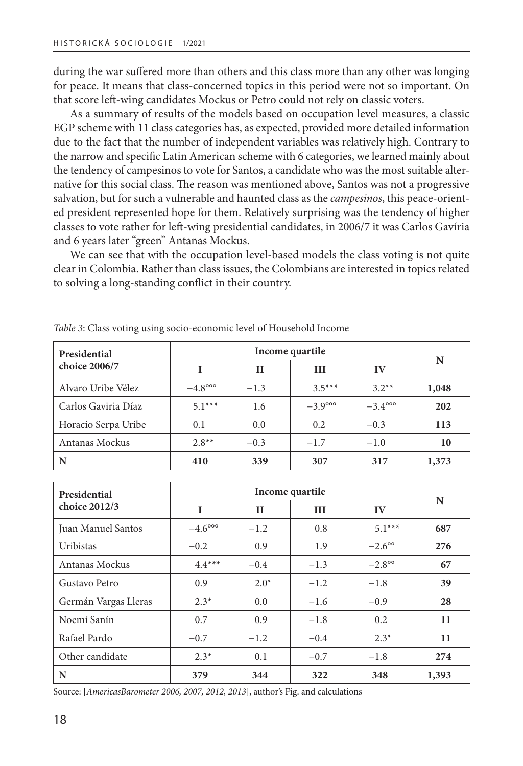during the war suffered more than others and this class more than any other was longing for peace. It means that class-concerned topics in this period were not so important. On that score left-wing candidates Mockus or Petro could not rely on classic voters.

As a summary of results of the models based on occupation level measures, a classic EGP scheme with 11 class categories has, as expected, provided more detailed information due to the fact that the number of independent variables was relatively high. Contrary to the narrow and specific Latin American scheme with 6 categories, we learned mainly about the tendency of campesinos to vote for Santos, a candidate who was the most suitable alternative for this social class. The reason was mentioned above, Santos was not a progressive salvation, but for such a vulnerable and haunted class as the *campesinos*, this peace-oriented president represented hope for them. Relatively surprising was the tendency of higher classes to vote rather for left-wing presidential candidates, in 2006/7 it was Carlos Gavíria and 6 years later "green" Antanas Mockus.

We can see that with the occupation level-based models the class voting is not quite clear in Colombia. Rather than class issues, the Colombians are interested in topics related to solving a long-standing conflict in their country.

*Table 3*: Class voting using socio-economic level of Household Income

| Presidential choice 2006/7 | Income quartile | | | | N |
|---|---|---|---|---|---|
| | I | II | III | IV | |
| Alvaro Uribe Vélez | −4.8°°° | −1.3 | 3.5*** | 3.2** | **1,048** |
| Carlos Gaviria Díaz | 5.1*** | 1.6 | −3.9°°° | −3.4°°° | **202** |
| Horacio Serpa Uribe | 0.1 | 0.0 | 0.2 | −0.3 | **113** |
| Antanas Mockus | 2.8** | −0.3 | −1.7 | −1.0 | **10** |
| **N** | **410** | **339** | **307** | **317** | **1,373** |

| Presidential choice 2012/3 | Income quartile | | | | N |
|---|---|---|---|---|---|
| | I | II | III | IV | |
| Juan Manuel Santos | −4.6°°° | −1.2 | 0.8 | 5.1*** | **687** |
| Uribistas | −0.2 | 0.9 | 1.9 | −2.6°° | **276** |
| Antanas Mockus | 4.4*** | −0.4 | −1.3 | −2.8°° | **67** |
| Gustavo Petro | 0.9 | 2.0* | −1.2 | −1.8 | **39** |
| Germán Vargas Lleras | 2.3* | 0.0 | −1.6 | −0.9 | **28** |
| Noemí Sanín | 0.7 | 0.9 | −1.8 | 0.2 | **11** |
| Rafael Pardo | −0.7 | −1.2 | −0.4 | 2.3* | **11** |
| Other candidate | 2.3* | 0.1 | −0.7 | −1.8 | **274** |
| **N** | **379** | **344** | **322** | **348** | **1,393** |

Source: [*AmericasBarometer 2006, 2007, 2012, 2013*], author's Fig. and calculations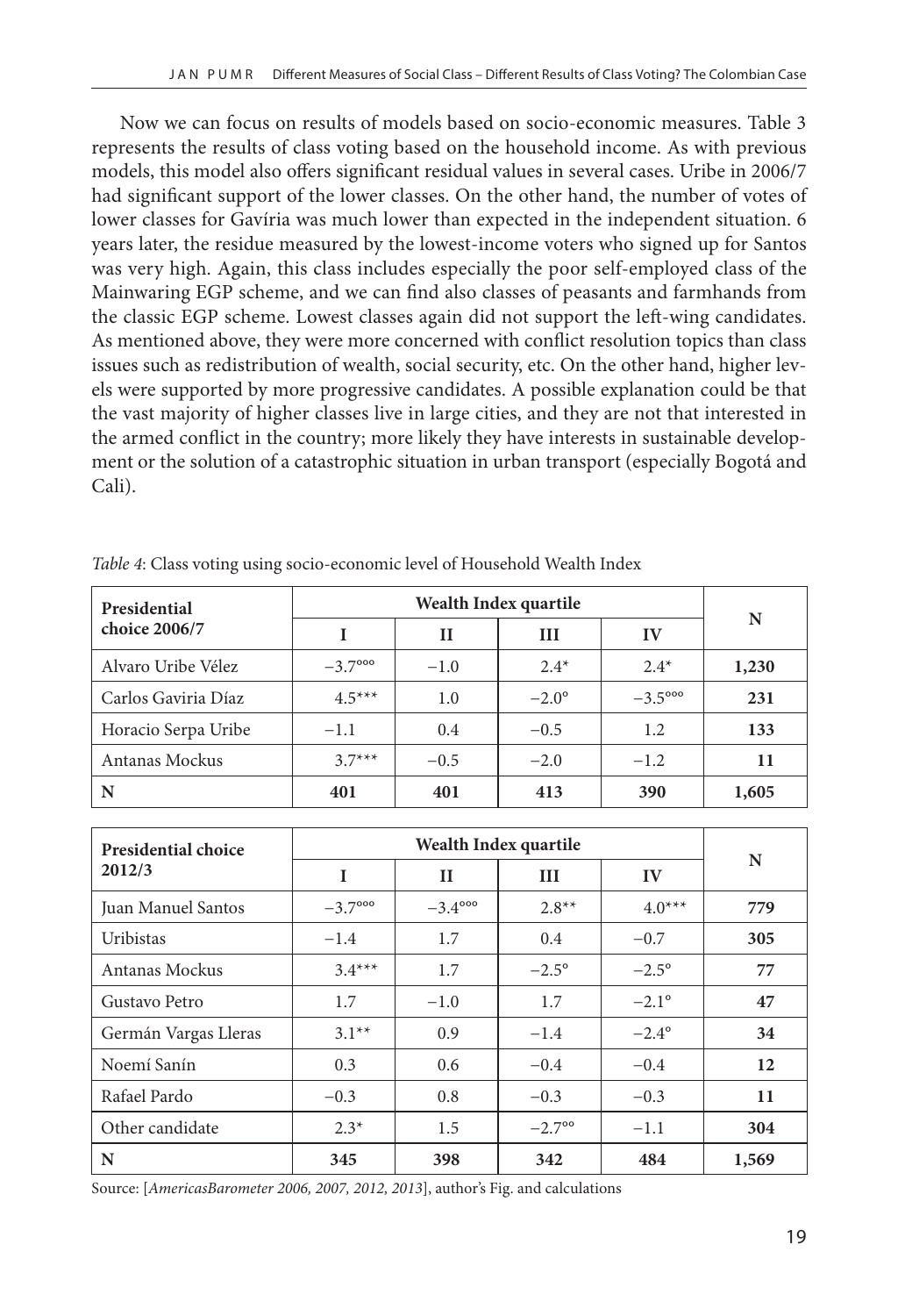Now we can focus on results of models based on socio-economic measures. Table 3 represents the results of class voting based on the household income. As with previous models, this model also offers significant residual values in several cases. Uribe in 2006/7 had significant support of the lower classes. On the other hand, the number of votes of lower classes for Gavíria was much lower than expected in the independent situation. 6 years later, the residue measured by the lowest-income voters who signed up for Santos was very high. Again, this class includes especially the poor self-employed class of the Mainwaring EGP scheme, and we can find also classes of peasants and farmhands from the classic EGP scheme. Lowest classes again did not support the left-wing candidates. As mentioned above, they were more concerned with conflict resolution topics than class issues such as redistribution of wealth, social security, etc. On the other hand, higher levels were supported by more progressive candidates. A possible explanation could be that the vast majority of higher classes live in large cities, and they are not that interested in the armed conflict in the country; more likely they have interests in sustainable development or the solution of a catastrophic situation in urban transport (especially Bogotá and Cali).

*Table 4*: Class voting using socio-economic level of Household Wealth Index

| Presidential choice 2006/7 | Wealth Index quartile | | | | N |
|---|---|---|---|---|---|
| | I | II | III | IV | |
| Alvaro Uribe Vélez | −3.7°°° | −1.0 | 2.4* | 2.4* | **1,230** |
| Carlos Gaviria Díaz | 4.5*** | 1.0 | −2.0° | −3.5°°° | **231** |
| Horacio Serpa Uribe | −1.1 | 0.4 | −0.5 | 1.2 | **133** |
| Antanas Mockus | 3.7*** | −0.5 | −2.0 | −1.2 | **11** |
| **N** | **401** | **401** | **413** | **390** | **1,605** |

| Presidential choice 2012/3 | Wealth Index quartile | | | | N |
|---|---|---|---|---|---|
| | I | II | III | IV | |
| Juan Manuel Santos | −3.7°°° | −3.4°°° | 2.8** | 4.0*** | **779** |
| Uribistas | −1.4 | 1.7 | 0.4 | −0.7 | **305** |
| Antanas Mockus | 3.4*** | 1.7 | −2.5° | −2.5° | **77** |
| Gustavo Petro | 1.7 | −1.0 | 1.7 | −2.1° | **47** |
| Germán Vargas Lleras | 3.1** | 0.9 | −1.4 | −2.4° | **34** |
| Noemí Sanín | 0.3 | 0.6 | −0.4 | −0.4 | **12** |
| Rafael Pardo | −0.3 | 0.8 | −0.3 | −0.3 | **11** |
| Other candidate | 2.3* | 1.5 | −2.7°° | −1.1 | **304** |
| **N** | **345** | **398** | **342** | **484** | **1,569** |

Source: [*AmericasBarometer 2006, 2007, 2012, 2013*], author's Fig. and calculations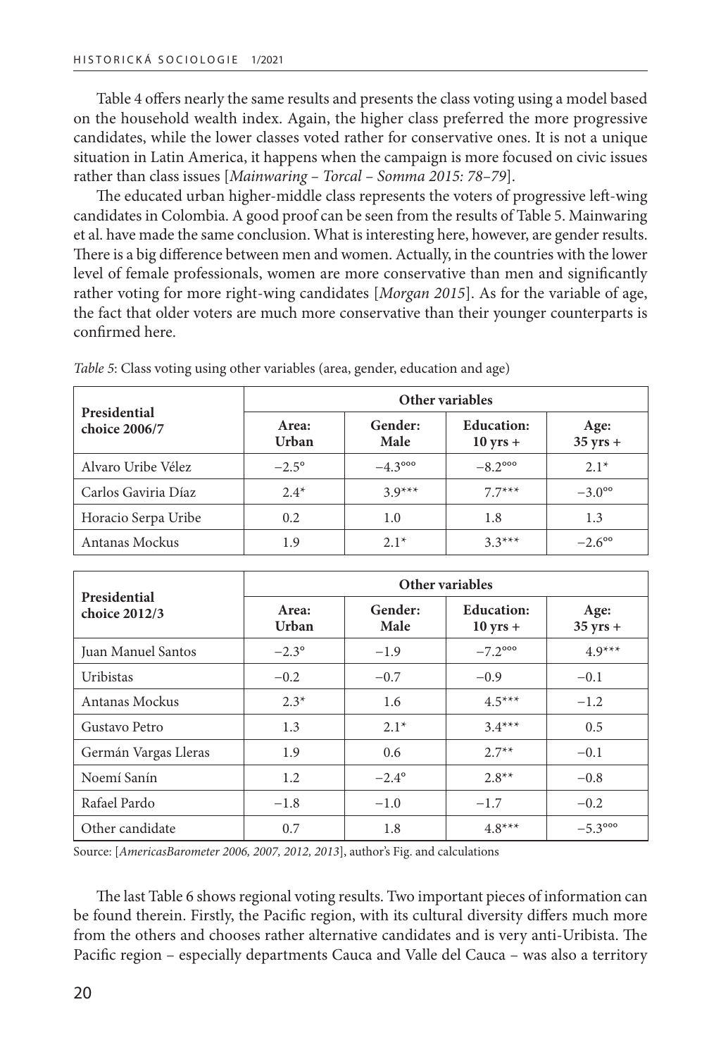Table 4 offers nearly the same results and presents the class voting using a model based on the household wealth index. Again, the higher class preferred the more progressive candidates, while the lower classes voted rather for conservative ones. It is not a unique situation in Latin America, it happens when the campaign is more focused on civic issues rather than class issues [*Mainwaring – Torcal – Somma 2015: 78–79*].

The educated urban higher-middle class represents the voters of progressive left-wing candidates in Colombia. A good proof can be seen from the results of Table 5. Mainwaring et al. have made the same conclusion. What is interesting here, however, are gender results. There is a big difference between men and women. Actually, in the countries with the lower level of female professionals, women are more conservative than men and significantly rather voting for more right-wing candidates [*Morgan 2015*]. As for the variable of age, the fact that older voters are much more conservative than their younger counterparts is confirmed here.

*Table 5*: Class voting using other variables (area, gender, education and age)

| Presidential choice 2006/7 | Other variables | | | |
|---|---|---|---|---|
| | **Area: Urban** | **Gender: Male** | **Education: 10 yrs +** | **Age: 35 yrs +** |
| Alvaro Uribe Vélez | −2.5° | −4.3°°° | −8.2°°° | 2.1* |
| Carlos Gaviria Díaz | 2.4* | 3.9*** | 7.7*** | −3.0°° |
| Horacio Serpa Uribe | 0.2 | 1.0 | 1.8 | 1.3 |
| Antanas Mockus | 1.9 | 2.1* | 3.3*** | −2.6°° |

| Presidential choice 2012/3 | Other variables | | | |
|---|---|---|---|---|
| | **Area: Urban** | **Gender: Male** | **Education: 10 yrs +** | **Age: 35 yrs +** |
| Juan Manuel Santos | −2.3° | −1.9 | −7.2°°° | 4.9*** |
| Uribistas | −0.2 | −0.7 | −0.9 | −0.1 |
| Antanas Mockus | 2.3* | 1.6 | 4.5*** | −1.2 |
| Gustavo Petro | 1.3 | 2.1* | 3.4*** | 0.5 |
| Germán Vargas Lleras | 1.9 | 0.6 | 2.7** | −0.1 |
| Noemí Sanín | 1.2 | −2.4° | 2.8** | −0.8 |
| Rafael Pardo | −1.8 | −1.0 | −1.7 | −0.2 |
| Other candidate | 0.7 | 1.8 | 4.8*** | −5.3°°° |

Source: [*AmericasBarometer 2006, 2007, 2012, 2013*], author's Fig. and calculations

The last Table 6 shows regional voting results. Two important pieces of information can be found therein. Firstly, the Pacific region, with its cultural diversity differs much more from the others and chooses rather alternative candidates and is very anti-Uribista. The Pacific region – especially departments Cauca and Valle del Cauca – was also a territory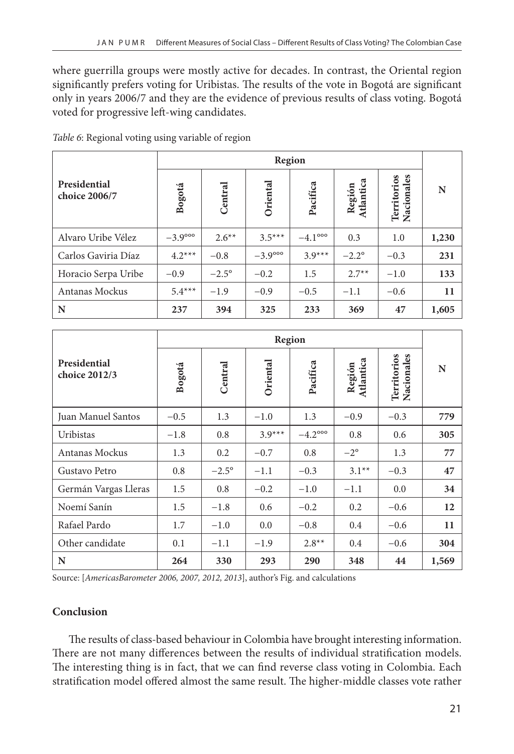where guerrilla groups were mostly active for decades. In contrast, the Oriental region significantly prefers voting for Uribistas. The results of the vote in Bogotá are significant only in years 2006/7 and they are the evidence of previous results of class voting. Bogotá voted for progressive left-wing candidates.

*Table 6*: Regional voting using variable of region

| Presidential choice 2006/7 | Region | | | | | | N |
|---|---|---|---|---|---|---|---|
| | Bogotá | Central | Oriental | Pacífica | Región Atlantica | Territorios Nacionales | |
| Alvaro Uribe Vélez | −3.9°°° | 2.6** | 3.5*** | −4.1°°° | 0.3 | 1.0 | **1,230** |
| Carlos Gaviria Díaz | 4.2*** | −0.8 | −3.9°°° | 3.9*** | −2.2° | −0.3 | **231** |
| Horacio Serpa Uribe | −0.9 | −2.5° | −0.2 | 1.5 | 2.7** | −1.0 | **133** |
| Antanas Mockus | 5.4*** | −1.9 | −0.9 | −0.5 | −1.1 | −0.6 | **11** |
| **N** | **237** | **394** | **325** | **233** | **369** | **47** | **1,605** |

| Presidential choice 2012/3 | Region | | | | | | N |
|---|---|---|---|---|---|---|---|
| | Bogotá | Central | Oriental | Pacífica | Región Atlantica | Territorios Nacionales | |
| Juan Manuel Santos | −0.5 | 1.3 | −1.0 | 1.3 | −0.9 | −0.3 | **779** |
| Uribistas | −1.8 | 0.8 | 3.9*** | −4.2°°° | 0.8 | 0.6 | **305** |
| Antanas Mockus | 1.3 | 0.2 | −0.7 | 0.8 | −2° | 1.3 | **77** |
| Gustavo Petro | 0.8 | −2.5° | −1.1 | −0.3 | 3.1** | −0.3 | **47** |
| Germán Vargas Lleras | 1.5 | 0.8 | −0.2 | −1.0 | −1.1 | 0.0 | **34** |
| Noemí Sanín | 1.5 | −1.8 | 0.6 | −0.2 | 0.2 | −0.6 | **12** |
| Rafael Pardo | 1.7 | −1.0 | 0.0 | −0.8 | 0.4 | −0.6 | **11** |
| Other candidate | 0.1 | −1.1 | −1.9 | 2.8** | 0.4 | −0.6 | **304** |
| **N** | **264** | **330** | **293** | **290** | **348** | **44** | **1,569** |

Source: [*AmericasBarometer 2006, 2007, 2012, 2013*], author's Fig. and calculations

## Conclusion

The results of class-based behaviour in Colombia have brought interesting information. There are not many differences between the results of individual stratification models. The interesting thing is in fact, that we can find reverse class voting in Colombia. Each stratification model offered almost the same result. The higher-middle classes vote rather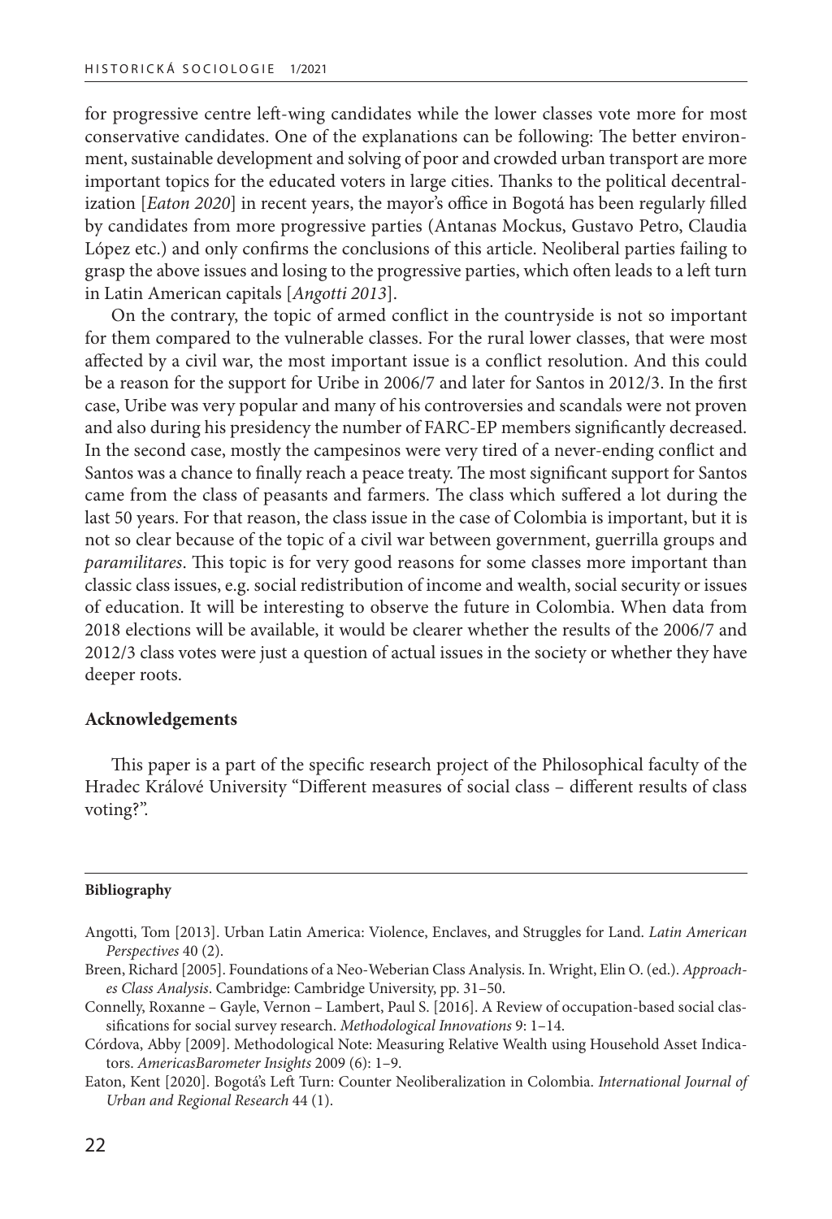for progressive centre left-wing candidates while the lower classes vote more for most conservative candidates. One of the explanations can be following: The better environment, sustainable development and solving of poor and crowded urban transport are more important topics for the educated voters in large cities. Thanks to the political decentralization [*Eaton 2020*] in recent years, the mayor's office in Bogotá has been regularly filled by candidates from more progressive parties (Antanas Mockus, Gustavo Petro, Claudia López etc.) and only confirms the conclusions of this article. Neoliberal parties failing to grasp the above issues and losing to the progressive parties, which often leads to a left turn in Latin American capitals [*Angotti 2013*].

On the contrary, the topic of armed conflict in the countryside is not so important for them compared to the vulnerable classes. For the rural lower classes, that were most affected by a civil war, the most important issue is a conflict resolution. And this could be a reason for the support for Uribe in 2006/7 and later for Santos in 2012/3. In the first case, Uribe was very popular and many of his controversies and scandals were not proven and also during his presidency the number of FARC-EP members significantly decreased. In the second case, mostly the campesinos were very tired of a never-ending conflict and Santos was a chance to finally reach a peace treaty. The most significant support for Santos came from the class of peasants and farmers. The class which suffered a lot during the last 50 years. For that reason, the class issue in the case of Colombia is important, but it is not so clear because of the topic of a civil war between government, guerrilla groups and *paramilitares*. This topic is for very good reasons for some classes more important than classic class issues, e.g. social redistribution of income and wealth, social security or issues of education. It will be interesting to observe the future in Colombia. When data from 2018 elections will be available, it would be clearer whether the results of the 2006/7 and 2012/3 class votes were just a question of actual issues in the society or whether they have deeper roots.

**Acknowledgements**

This paper is a part of the specific research project of the Philosophical faculty of the Hradec Králové University "Different measures of social class – different results of class voting?".

**Bibliography**

Angotti, Tom [2013]. Urban Latin America: Violence, Enclaves, and Struggles for Land. *Latin American Perspectives* 40 (2).

Breen, Richard [2005]. Foundations of a Neo-Weberian Class Analysis. In. Wright, Elin O. (ed.). *Approaches Class Analysis*. Cambridge: Cambridge University, pp. 31–50.

Connelly, Roxanne – Gayle, Vernon – Lambert, Paul S. [2016]. A Review of occupation-based social classifications for social survey research. *Methodological Innovations* 9: 1–14.

Córdova, Abby [2009]. Methodological Note: Measuring Relative Wealth using Household Asset Indicators. *AmericasBarometer Insights* 2009 (6): 1–9.

Eaton, Kent [2020]. Bogotá's Left Turn: Counter Neoliberalization in Colombia. *International Journal of Urban and Regional Research* 44 (1).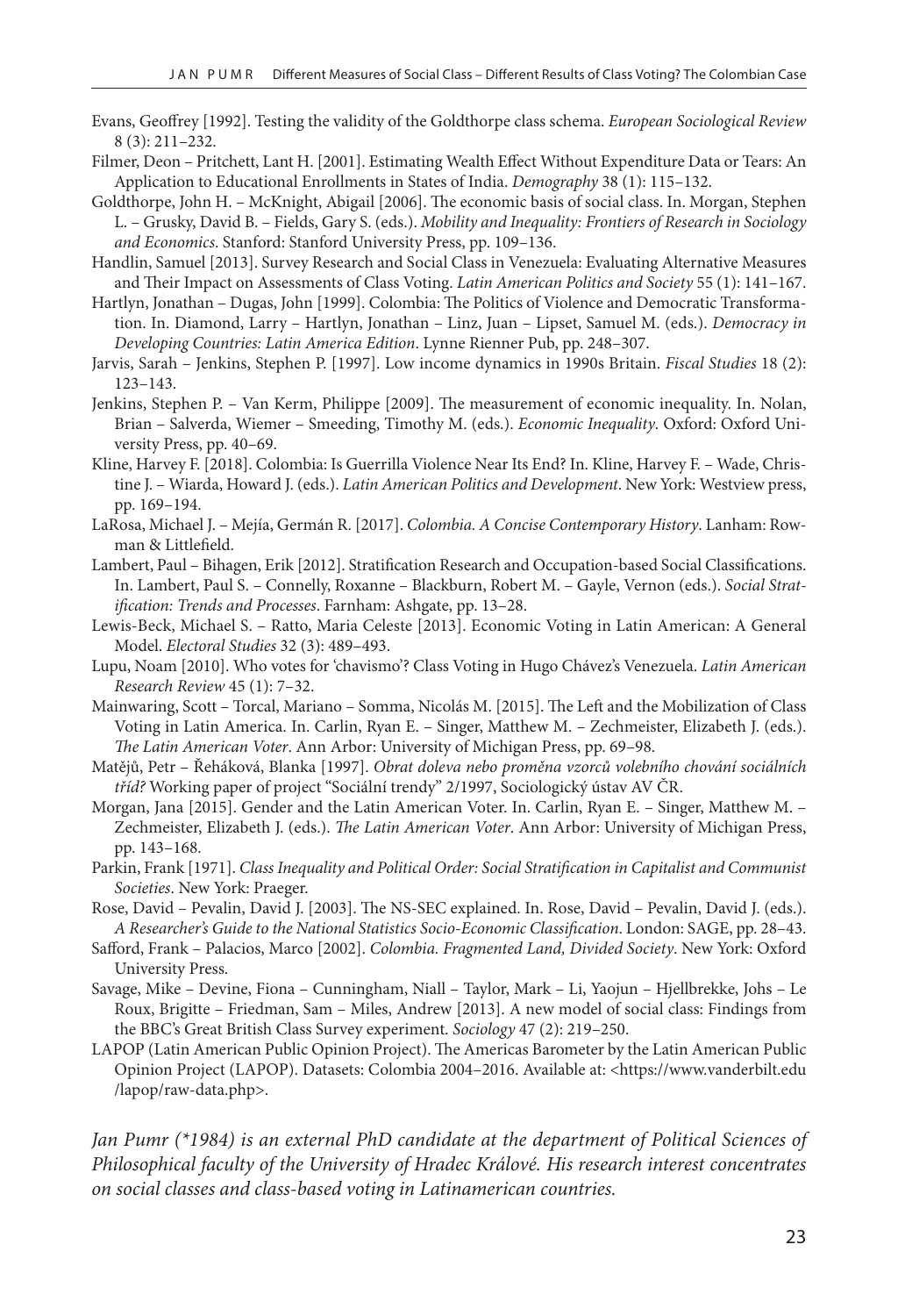Evans, Geoffrey [1992]. Testing the validity of the Goldthorpe class schema. *European Sociological Review* 8 (3): 211–232.

Filmer, Deon – Pritchett, Lant H. [2001]. Estimating Wealth Effect Without Expenditure Data or Tears: An Application to Educational Enrollments in States of India. *Demography* 38 (1): 115–132.

Goldthorpe, John H. – McKnight, Abigail [2006]. The economic basis of social class. In. Morgan, Stephen L. – Grusky, David B. – Fields, Gary S. (eds.). *Mobility and Inequality: Frontiers of Research in Sociology and Economics*. Stanford: Stanford University Press, pp. 109–136.

Handlin, Samuel [2013]. Survey Research and Social Class in Venezuela: Evaluating Alternative Measures and Their Impact on Assessments of Class Voting. *Latin American Politics and Society* 55 (1): 141–167.

Hartlyn, Jonathan – Dugas, John [1999]. Colombia: The Politics of Violence and Democratic Transformation. In. Diamond, Larry – Hartlyn, Jonathan – Linz, Juan – Lipset, Samuel M. (eds.). *Democracy in Developing Countries: Latin America Edition*. Lynne Rienner Pub, pp. 248–307.

Jarvis, Sarah – Jenkins, Stephen P. [1997]. Low income dynamics in 1990s Britain. *Fiscal Studies* 18 (2): 123–143.

Jenkins, Stephen P. – Van Kerm, Philippe [2009]. The measurement of economic inequality. In. Nolan, Brian – Salverda, Wiemer – Smeeding, Timothy M. (eds.). *Economic Inequality*. Oxford: Oxford University Press, pp. 40–69.

Kline, Harvey F. [2018]. Colombia: Is Guerrilla Violence Near Its End? In. Kline, Harvey F. – Wade, Christine J. – Wiarda, Howard J. (eds.). *Latin American Politics and Development*. New York: Westview press, pp. 169–194.

LaRosa, Michael J. – Mejía, Germán R. [2017]. *Colombia. A Concise Contemporary History*. Lanham: Rowman & Littlefield.

Lambert, Paul – Bihagen, Erik [2012]. Stratification Research and Occupation-based Social Classifications. In. Lambert, Paul S. – Connelly, Roxanne – Blackburn, Robert M. – Gayle, Vernon (eds.). *Social Stratification: Trends and Processes*. Farnham: Ashgate, pp. 13–28.

Lewis-Beck, Michael S. – Ratto, Maria Celeste [2013]. Economic Voting in Latin American: A General Model. *Electoral Studies* 32 (3): 489–493.

Lupu, Noam [2010]. Who votes for 'chavismo'? Class Voting in Hugo Chávez's Venezuela. *Latin American Research Review* 45 (1): 7–32.

Mainwaring, Scott – Torcal, Mariano – Somma, Nicolás M. [2015]. The Left and the Mobilization of Class Voting in Latin America. In. Carlin, Ryan E. – Singer, Matthew M. – Zechmeister, Elizabeth J. (eds.). *The Latin American Voter*. Ann Arbor: University of Michigan Press, pp. 69–98.

Matějů, Petr – Řeháková, Blanka [1997]. *Obrat doleva nebo proměna vzorců volebního chování sociálních tříd?* Working paper of project "Sociální trendy" 2/1997, Sociologický ústav AV ČR.

Morgan, Jana [2015]. Gender and the Latin American Voter. In. Carlin, Ryan E. – Singer, Matthew M. – Zechmeister, Elizabeth J. (eds.). *The Latin American Voter*. Ann Arbor: University of Michigan Press, pp. 143–168.

Parkin, Frank [1971]. *Class Inequality and Political Order: Social Stratification in Capitalist and Communist Societies*. New York: Praeger.

Rose, David – Pevalin, David J. [2003]. The NS-SEC explained. In. Rose, David – Pevalin, David J. (eds.). *A Researcher's Guide to the National Statistics Socio-Economic Classification*. London: SAGE, pp. 28–43.

Safford, Frank – Palacios, Marco [2002]. *Colombia. Fragmented Land, Divided Society*. New York: Oxford University Press.

Savage, Mike – Devine, Fiona – Cunningham, Niall – Taylor, Mark – Li, Yaojun – Hjellbrekke, Johs – Le Roux, Brigitte – Friedman, Sam – Miles, Andrew [2013]. A new model of social class: Findings from the BBC's Great British Class Survey experiment. *Sociology* 47 (2): 219–250.

LAPOP (Latin American Public Opinion Project). The Americas Barometer by the Latin American Public Opinion Project (LAPOP). Datasets: Colombia 2004–2016. Available at: <https://www.vanderbilt.edu/lapop/raw-data.php>.

*Jan Pumr (*1984) is an external PhD candidate at the department of Political Sciences of Philosophical faculty of the University of Hradec Králové. His research interest concentrates on social classes and class-based voting in Latinamerican countries.*